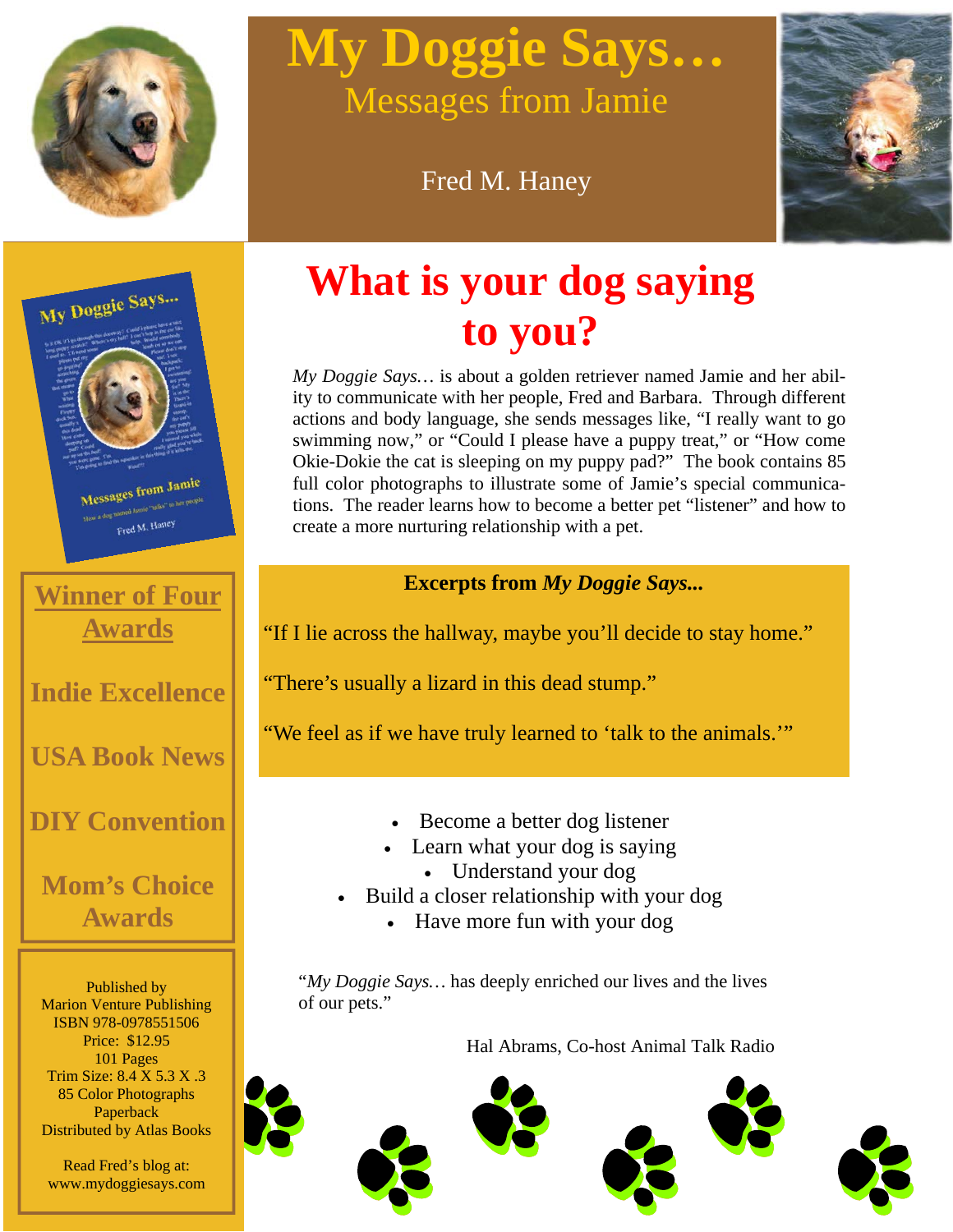# My Doggie Says…

## Messages from Jamie

Fred M. Haney

## What is your dog saying to you?

*My Doggie Says…* is about a golden retriever named Jamie and her ability to communicate with her people, Fred and Barbara. Through different actions and body language, she sends messages like, "I really want to go swimming now," or "Could I please have a puppy treat," or "How come Okie-Dokie the cat is sleeping on my puppy pad?" The book contains 85 full color photographs to illustrate some of Jamie's special communications. The reader learns how to become a better pet "listener" and how to create a more nurturing relationship with a pet.

**Excerpts from *My Doggie Says...***

"If I lie across the hallway, maybe you'll decide to stay home."

"There's usually a lizard in this dead stump."

"We feel as if we have truly learned to 'talk to the animals.'"

- Become a better dog listener
- Learn what your dog is saying
- Understand your dog
- Build a closer relationship with your dog
- Have more fun with your dog

"*My Doggie Says…* has deeply enriched our lives and the lives of our pets."

Hal Abrams, Co-host Animal Talk Radio

**Winner of Four Awards**

**Indie Excellence**

**USA Book News**

**DIY Convention**

**Mom's Choice Awards**

Published by
Marion Venture Publishing
ISBN 978-0978551506
Price: $12.95
101 Pages
Trim Size: 8.4 X 5.3 X .3
85 Color Photographs
Paperback
Distributed by Atlas Books

Read Fred's blog at:
www.mydoggiesays.com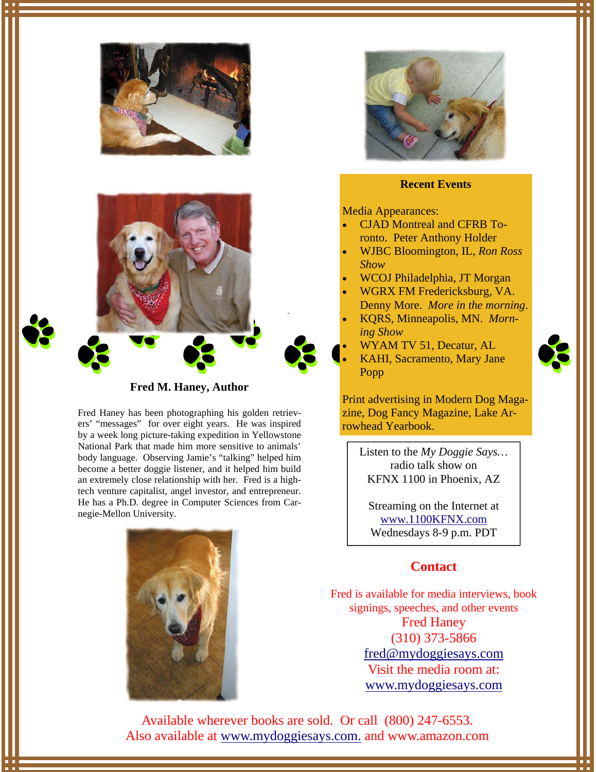**Fred M. Haney, Author**

Fred Haney has been photographing his golden retrievers' "messages" for over eight years. He was inspired by a week long picture-taking expedition in Yellowstone National Park that made him more sensitive to animals' body language. Observing Jamie's "talking" helped him become a better doggie listener, and it helped him build an extremely close relationship with her. Fred is a high-tech venture capitalist, angel investor, and entrepreneur. He has a Ph.D. degree in Computer Sciences from Carnegie-Mellon University.

## Recent Events

Media Appearances:

- CJAD Montreal and CFRB Toronto. Peter Anthony Holder
- WJBC Bloomington, IL, *Ron Ross Show*
- WCOJ Philadelphia, JT Morgan
- WGRX FM Fredericksburg, VA. Denny More. *More in the morning*.
- KQRS, Minneapolis, MN. *Morning Show*
- WYAM TV 51, Decatur, AL
- KAHI, Sacramento, Mary Jane Popp

Print advertising in Modern Dog Magazine, Dog Fancy Magazine, Lake Arrowhead Yearbook.

Listen to the *My Doggie Says…* radio talk show on KFNX 1100 in Phoenix, AZ

Streaming on the Internet at www.1100KFNX.com
Wednesdays 8-9 p.m. PDT

## Contact

Fred is available for media interviews, book signings, speeches, and other events

Fred Haney
(310) 373-5866
fred@mydoggiesays.com
Visit the media room at:
www.mydoggiesays.com

Available wherever books are sold. Or call (800) 247-6553.
Also available at www.mydoggiesays.com. and www.amazon.com